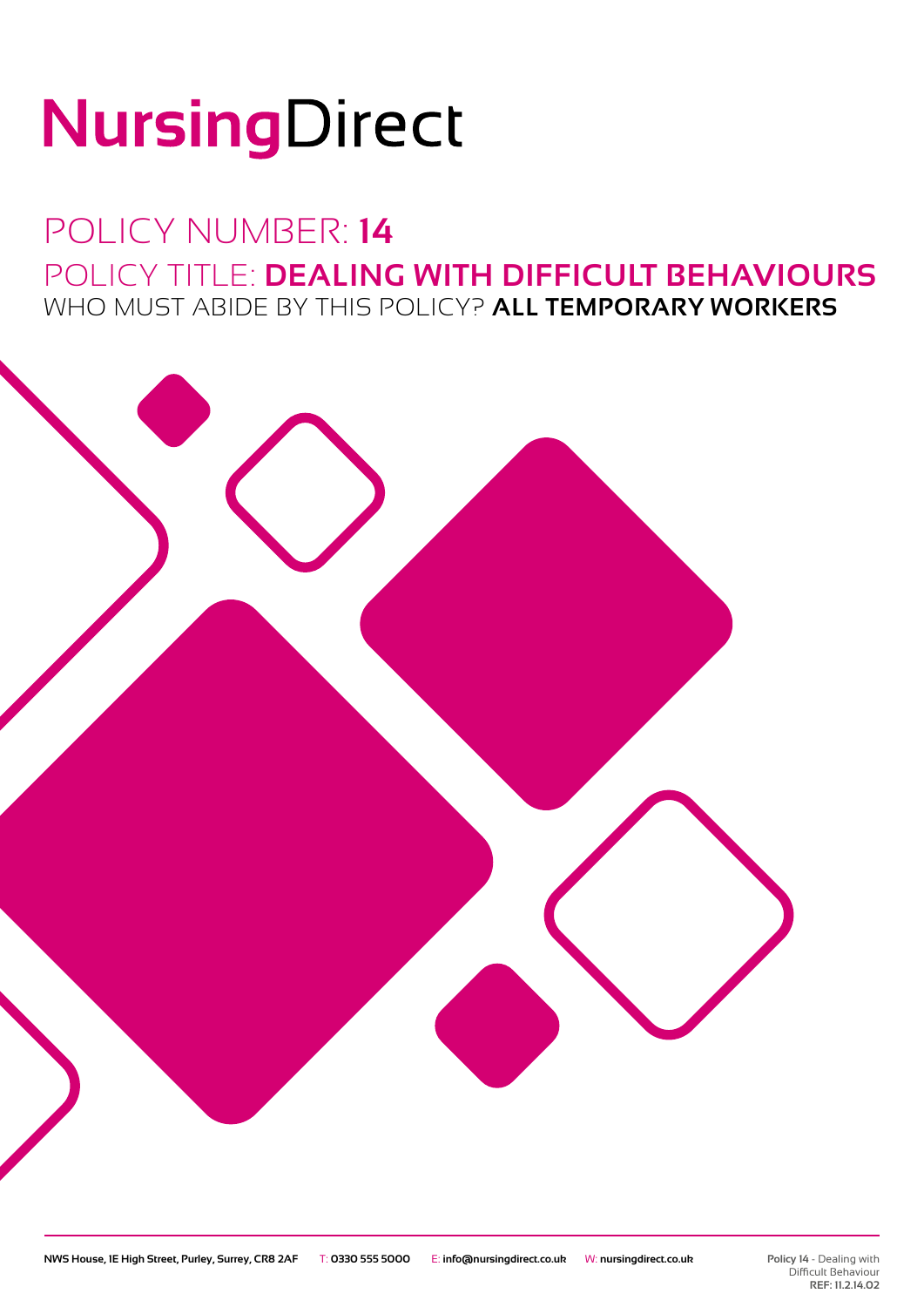# NursingDirect

## POLICY NUMBER: **14**

## POLICY TITLE: **DEALING WITH DIFFICULT BEHAVIOURS**

WHO MUST ABIDE BY THIS POLICY? **ALL TEMPORARY WORKERS**

NWS House, 1E High Street, Purley, Surrey, CR8 2AF T: 0330 555 5000 E: info@nursingdirect.co.uk W: nursingdirect.co.uk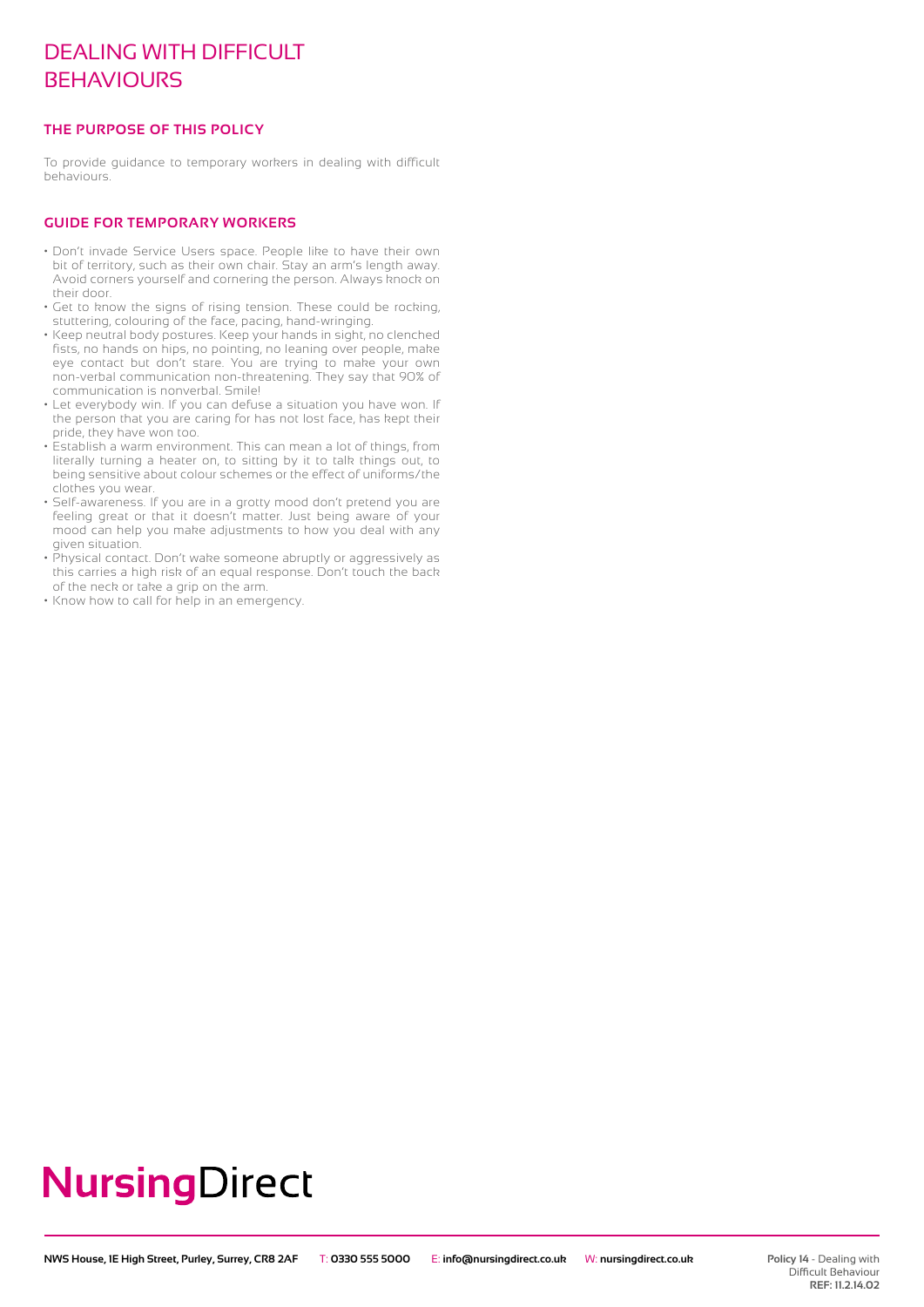# DEALING WITH DIFFICULT BEHAVIOURS

### THE PURPOSE OF THIS POLICY

To provide guidance to temporary workers in dealing with difficult behaviours.

### GUIDE FOR TEMPORARY WORKERS

- Don't invade Service Users space. People like to have their own bit of territory, such as their own chair. Stay an arm's length away. Avoid corners yourself and cornering the person. Always knock on their door.
- Get to know the signs of rising tension. These could be rocking, stuttering, colouring of the face, pacing, hand-wringing.
- Keep neutral body postures. Keep your hands in sight, no clenched fists, no hands on hips, no pointing, no leaning over people, make eye contact but don't stare. You are trying to make your own non-verbal communication non-threatening. They say that 90% of communication is nonverbal. Smile!
- Let everybody win. If you can defuse a situation you have won. If the person that you are caring for has not lost face, has kept their pride, they have won too.
- Establish a warm environment. This can mean a lot of things, from literally turning a heater on, to sitting by it to talk things out, to being sensitive about colour schemes or the effect of uniforms/the clothes you wear.
- Self-awareness. If you are in a grotty mood don't pretend you are feeling great or that it doesn't matter. Just being aware of your mood can help you make adjustments to how you deal with any given situation.
- Physical contact. Don't wake someone abruptly or aggressively as this carries a high risk of an equal response. Don't touch the back of the neck or take a grip on the arm.
- Know how to call for help in an emergency.

**NursingDirect**

**NWS House, 1E High Street, Purley, Surrey, CR8 2AF** T: **0330 555 5000** E: **info@nursingdirect.co.uk** W: **nursingdirect.co.uk**

**Policy 14** - Dealing with Difficult Behaviour
**REF: 11.2.14.02**